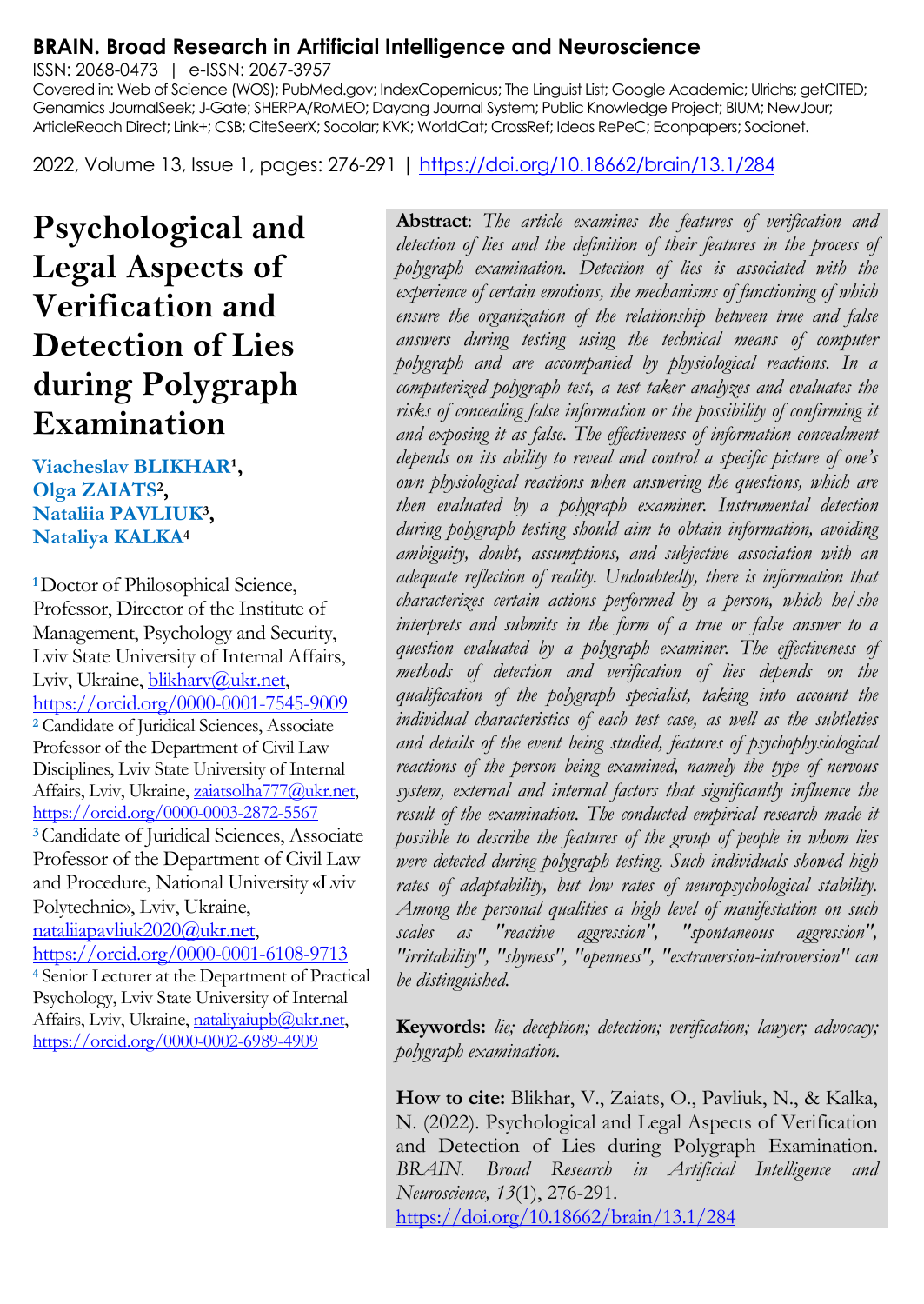**BRAIN. Broad Research in Artificial Intelligence and Neuroscience**

ISSN: 2068-0473 | e-ISSN: 2067-3957

Covered in: Web of Science (WOS); PubMed.gov; IndexCopernicus; The Linguist List; Google Academic; Ulrichs; getCITED; Genamics JournalSeek; J-Gate; SHERPA/RoMEO; Dayang Journal System; Public Knowledge Project; BIUM; NewJour; ArticleReach Direct; Link+; CSB; CiteSeerX; Socolar; KVK; WorldCat; CrossRef; Ideas RePeC; Econpapers; Socionet.

2022, Volume 13, Issue 1, pages: 276-291 | https://doi.org/10.18662/brain/13.1/284

# Psychological and Legal Aspects of Verification and Detection of Lies during Polygraph Examination

**Viacheslav BLIKHAR[1], Olga ZAIATS[2], Nataliia PAVLIUK[3], Nataliya KALKA[4]**

[1] Doctor of Philosophical Science, Professor, Director of the Institute of Management, Psychology and Security, Lviv State University of Internal Affairs, Lviv, Ukraine, blikharv@ukr.net, https://orcid.org/0000-0001-7545-9009

[2] Candidate of Juridical Sciences, Associate Professor of the Department of Civil Law Disciplines, Lviv State University of Internal Affairs, Lviv, Ukraine, zaiatsolha777@ukr.net, https://orcid.org/0000-0003-2872-5567

[3] Candidate of Juridical Sciences, Associate Professor of the Department of Civil Law and Procedure, National University «Lviv Polytechnic», Lviv, Ukraine, nataliiapavliuk2020@ukr.net, https://orcid.org/0000-0001-6108-9713

[4] Senior Lecturer at the Department of Practical Psychology, Lviv State University of Internal Affairs, Lviv, Ukraine, nataliyaiupb@ukr.net, https://orcid.org/0000-0002-6989-4909

**Abstract**: *The article examines the features of verification and detection of lies and the definition of their features in the process of polygraph examination. Detection of lies is associated with the experience of certain emotions, the mechanisms of functioning of which ensure the organization of the relationship between true and false answers during testing using the technical means of computer polygraph and are accompanied by physiological reactions. In a computerized polygraph test, a test taker analyzes and evaluates the risks of concealing false information or the possibility of confirming it and exposing it as false. The effectiveness of information concealment depends on its ability to reveal and control a specific picture of one's own physiological reactions when answering the questions, which are then evaluated by a polygraph examiner. Instrumental detection during polygraph testing should aim to obtain information, avoiding ambiguity, doubt, assumptions, and subjective association with an adequate reflection of reality. Undoubtedly, there is information that characterizes certain actions performed by a person, which he/she interprets and submits in the form of a true or false answer to a question evaluated by a polygraph examiner. The effectiveness of methods of detection and verification of lies depends on the qualification of the polygraph specialist, taking into account the individual characteristics of each test case, as well as the subtleties and details of the event being studied, features of psychophysiological reactions of the person being examined, namely the type of nervous system, external and internal factors that significantly influence the result of the examination. The conducted empirical research made it possible to describe the features of the group of people in whom lies were detected during polygraph testing. Such individuals showed high rates of adaptability, but low rates of neuropsychological stability. Among the personal qualities a high level of manifestation on such scales as "reactive aggression", "spontaneous aggression", "irritability", "shyness", "openness", "extraversion-introversion" can be distinguished.*

**Keywords:** *lie; deception; detection; verification; lawyer; advocacy; polygraph examination.*

**How to cite:** Blikhar, V., Zaiats, O., Pavliuk, N., & Kalka, N. (2022). Psychological and Legal Aspects of Verification and Detection of Lies during Polygraph Examination. *BRAIN. Broad Research in Artificial Intelligence and Neuroscience, 13*(1), 276-291. https://doi.org/10.18662/brain/13.1/284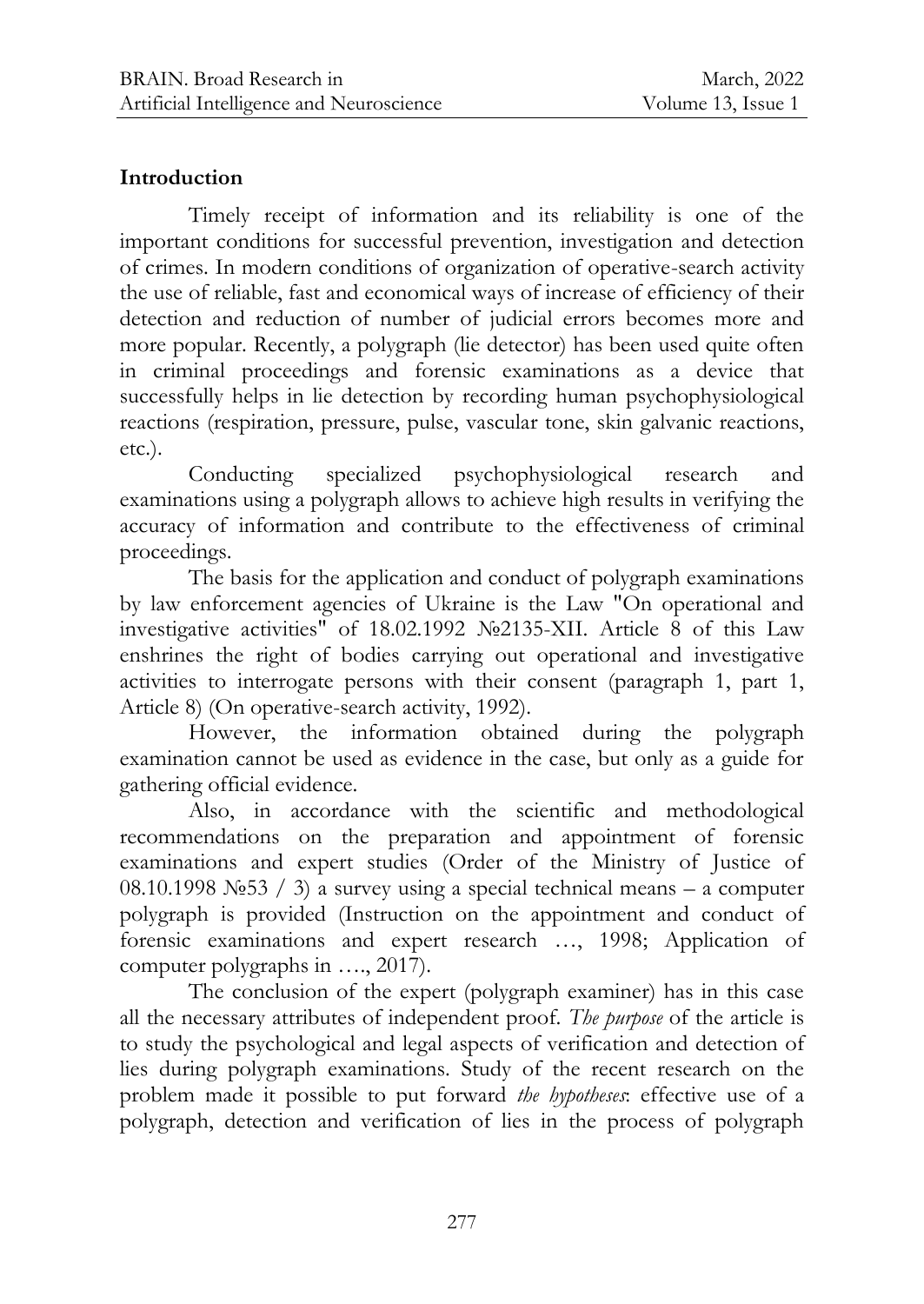## Introduction

Timely receipt of information and its reliability is one of the important conditions for successful prevention, investigation and detection of crimes. In modern conditions of organization of operative-search activity the use of reliable, fast and economical ways of increase of efficiency of their detection and reduction of number of judicial errors becomes more and more popular. Recently, a polygraph (lie detector) has been used quite often in criminal proceedings and forensic examinations as a device that successfully helps in lie detection by recording human psychophysiological reactions (respiration, pressure, pulse, vascular tone, skin galvanic reactions, etc.).

Conducting specialized psychophysiological research and examinations using a polygraph allows to achieve high results in verifying the accuracy of information and contribute to the effectiveness of criminal proceedings.

The basis for the application and conduct of polygraph examinations by law enforcement agencies of Ukraine is the Law "On operational and investigative activities" of 18.02.1992 №2135-XII. Article 8 of this Law enshrines the right of bodies carrying out operational and investigative activities to interrogate persons with their consent (paragraph 1, part 1, Article 8) (On operative-search activity, 1992).

However, the information obtained during the polygraph examination cannot be used as evidence in the case, but only as a guide for gathering official evidence.

Also, in accordance with the scientific and methodological recommendations on the preparation and appointment of forensic examinations and expert studies (Order of the Ministry of Justice of 08.10.1998 №53 / 3) a survey using a special technical means – a computer polygraph is provided (Instruction on the appointment and conduct of forensic examinations and expert research …, 1998; Application of computer polygraphs in …., 2017).

The conclusion of the expert (polygraph examiner) has in this case all the necessary attributes of independent proof. *The purpose* of the article is to study the psychological and legal aspects of verification and detection of lies during polygraph examinations. Study of the recent research on the problem made it possible to put forward *the hypotheses*: effective use of a polygraph, detection and verification of lies in the process of polygraph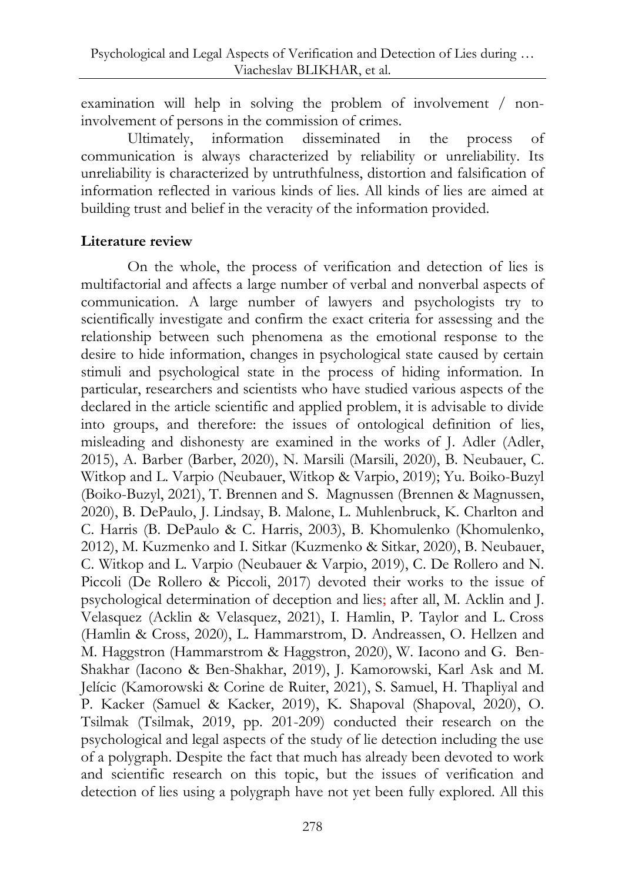examination will help in solving the problem of involvement / non-involvement of persons in the commission of crimes.

Ultimately, information disseminated in the process of communication is always characterized by reliability or unreliability. Its unreliability is characterized by untruthfulness, distortion and falsification of information reflected in various kinds of lies. All kinds of lies are aimed at building trust and belief in the veracity of the information provided.

## Literature review

On the whole, the process of verification and detection of lies is multifactorial and affects a large number of verbal and nonverbal aspects of communication. A large number of lawyers and psychologists try to scientifically investigate and confirm the exact criteria for assessing and the relationship between such phenomena as the emotional response to the desire to hide information, changes in psychological state caused by certain stimuli and psychological state in the process of hiding information. In particular, researchers and scientists who have studied various aspects of the declared in the article scientific and applied problem, it is advisable to divide into groups, and therefore: the issues of ontological definition of lies, misleading and dishonesty are examined in the works of J. Adler (Adler, 2015), A. Barber (Barber, 2020), N. Marsili (Marsili, 2020), B. Neubauer, C. Witkop and L. Varpio (Neubauer, Witkop & Varpio, 2019); Yu. Boiko-Buzyl (Boiko-Buzyl, 2021), T. Brennen and S. Magnussen (Brennen & Magnussen, 2020), B. DePaulo, J. Lindsay, B. Malone, L. Muhlenbruck, K. Charlton and C. Harris (B. DePaulo & C. Harris, 2003), B. Khomulenko (Khomulenko, 2012), M. Kuzmenko and I. Sitkar (Kuzmenko & Sitkar, 2020), B. Neubauer, C. Witkop and L. Varpio (Neubauer & Varpio, 2019), C. De Rollero and N. Piccoli (De Rollero & Piccoli, 2017) devoted their works to the issue of psychological determination of deception and lies; after all, M. Acklin and J. Velasquez (Acklin & Velasquez, 2021), I. Hamlin, P. Taylor and L. Cross (Hamlin & Cross, 2020), L. Hammarstrom, D. Andreassen, O. Hellzen and M. Haggstron (Hammarstrom & Haggstron, 2020), W. Iacono and G. Ben-Shakhar (Iacono & Ben-Shakhar, 2019), J. Kamorowski, Karl Ask and M. Jelícic (Kamorowski & Corine de Ruiter, 2021), S. Samuel, H. Thapliyal and P. Kacker (Samuel & Kacker, 2019), K. Shapoval (Shapoval, 2020), O. Tsilmak (Tsilmak, 2019, pp. 201-209) conducted their research on the psychological and legal aspects of the study of lie detection including the use of a polygraph. Despite the fact that much has already been devoted to work and scientific research on this topic, but the issues of verification and detection of lies using a polygraph have not yet been fully explored. All this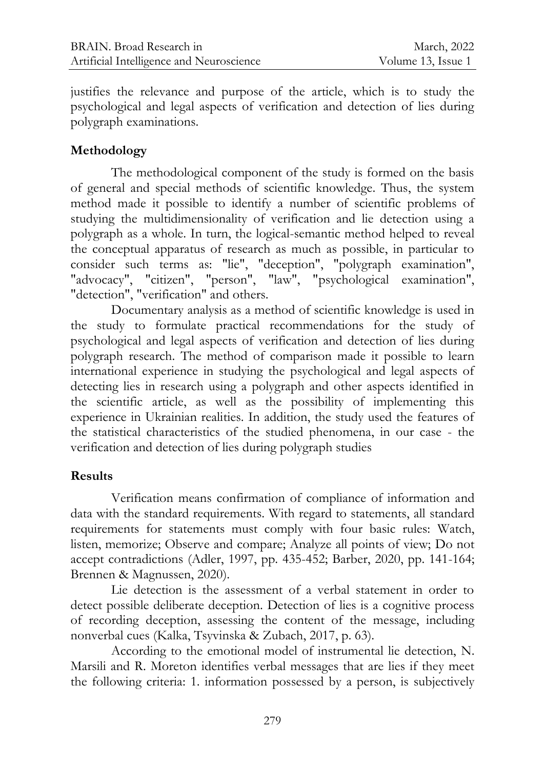justifies the relevance and purpose of the article, which is to study the psychological and legal aspects of verification and detection of lies during polygraph examinations.

## Methodology

The methodological component of the study is formed on the basis of general and special methods of scientific knowledge. Thus, the system method made it possible to identify a number of scientific problems of studying the multidimensionality of verification and lie detection using a polygraph as a whole. In turn, the logical-semantic method helped to reveal the conceptual apparatus of research as much as possible, in particular to consider such terms as: "lie", "deception", "polygraph examination", "advocacy", "citizen", "person", "law", "psychological examination", "detection", "verification" and others.

Documentary analysis as a method of scientific knowledge is used in the study to formulate practical recommendations for the study of psychological and legal aspects of verification and detection of lies during polygraph research. The method of comparison made it possible to learn international experience in studying the psychological and legal aspects of detecting lies in research using a polygraph and other aspects identified in the scientific article, as well as the possibility of implementing this experience in Ukrainian realities. In addition, the study used the features of the statistical characteristics of the studied phenomena, in our case - the verification and detection of lies during polygraph studies

## Results

Verification means confirmation of compliance of information and data with the standard requirements. With regard to statements, all standard requirements for statements must comply with four basic rules: Watch, listen, memorize; Observe and compare; Analyze all points of view; Do not accept contradictions (Adler, 1997, pp. 435-452; Barber, 2020, pp. 141-164; Brennen & Magnussen, 2020).

Lie detection is the assessment of a verbal statement in order to detect possible deliberate deception. Detection of lies is a cognitive process of recording deception, assessing the content of the message, including nonverbal cues (Kalka, Tsyvinska & Zubach, 2017, p. 63).

According to the emotional model of instrumental lie detection, N. Marsili and R. Moreton identifies verbal messages that are lies if they meet the following criteria: 1. information possessed by a person, is subjectively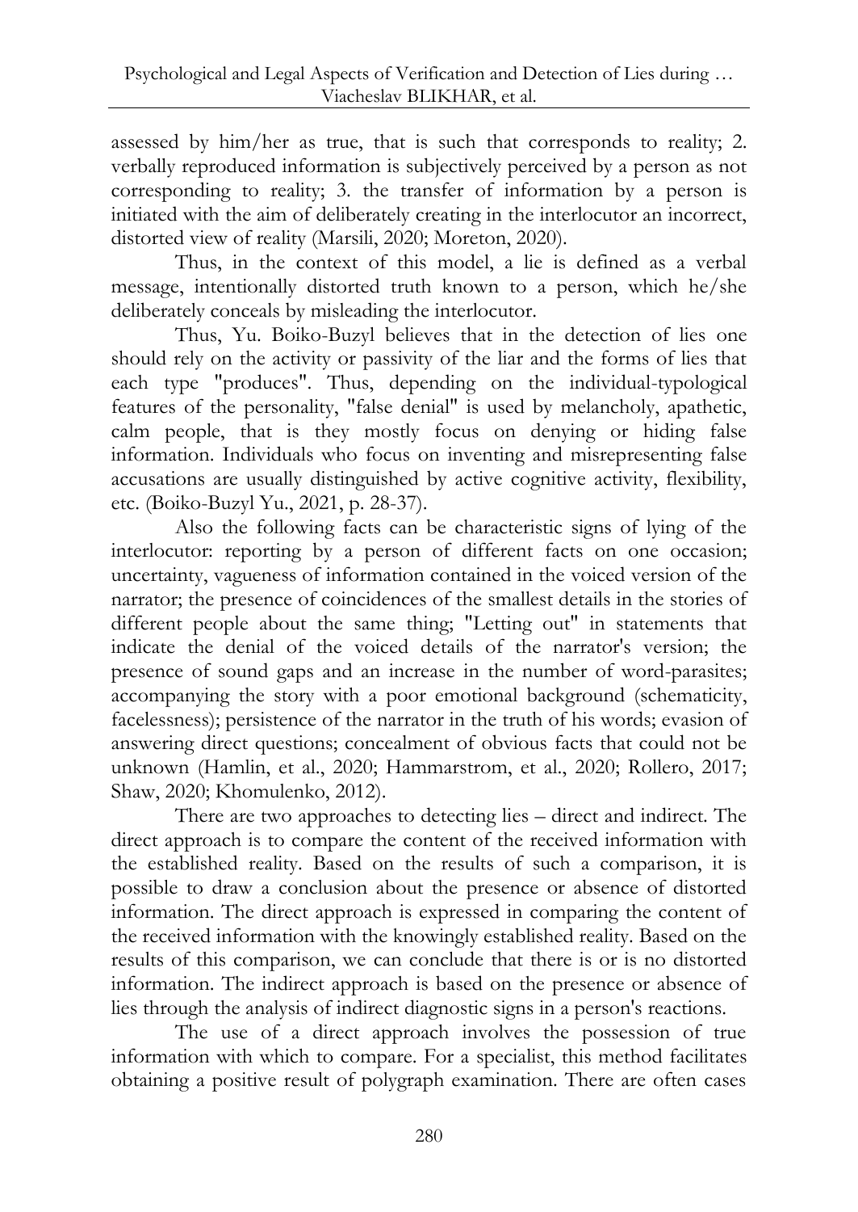assessed by him/her as true, that is such that corresponds to reality; 2. verbally reproduced information is subjectively perceived by a person as not corresponding to reality; 3. the transfer of information by a person is initiated with the aim of deliberately creating in the interlocutor an incorrect, distorted view of reality (Marsili, 2020; Moreton, 2020).

Thus, in the context of this model, a lie is defined as a verbal message, intentionally distorted truth known to a person, which he/she deliberately conceals by misleading the interlocutor.

Thus, Yu. Boiko-Buzyl believes that in the detection of lies one should rely on the activity or passivity of the liar and the forms of lies that each type "produces". Thus, depending on the individual-typological features of the personality, "false denial" is used by melancholy, apathetic, calm people, that is they mostly focus on denying or hiding false information. Individuals who focus on inventing and misrepresenting false accusations are usually distinguished by active cognitive activity, flexibility, etc. (Boiko-Buzyl Yu., 2021, p. 28-37).

Also the following facts can be characteristic signs of lying of the interlocutor: reporting by a person of different facts on one occasion; uncertainty, vagueness of information contained in the voiced version of the narrator; the presence of coincidences of the smallest details in the stories of different people about the same thing; "Letting out" in statements that indicate the denial of the voiced details of the narrator's version; the presence of sound gaps and an increase in the number of word-parasites; accompanying the story with a poor emotional background (schematicity, facelessness); persistence of the narrator in the truth of his words; evasion of answering direct questions; concealment of obvious facts that could not be unknown (Hamlin, et al., 2020; Hammarstrom, et al., 2020; Rollero, 2017; Shaw, 2020; Khomulenko, 2012).

There are two approaches to detecting lies – direct and indirect. The direct approach is to compare the content of the received information with the established reality. Based on the results of such a comparison, it is possible to draw a conclusion about the presence or absence of distorted information. The direct approach is expressed in comparing the content of the received information with the knowingly established reality. Based on the results of this comparison, we can conclude that there is or is no distorted information. The indirect approach is based on the presence or absence of lies through the analysis of indirect diagnostic signs in a person's reactions.

The use of a direct approach involves the possession of true information with which to compare. For a specialist, this method facilitates obtaining a positive result of polygraph examination. There are often cases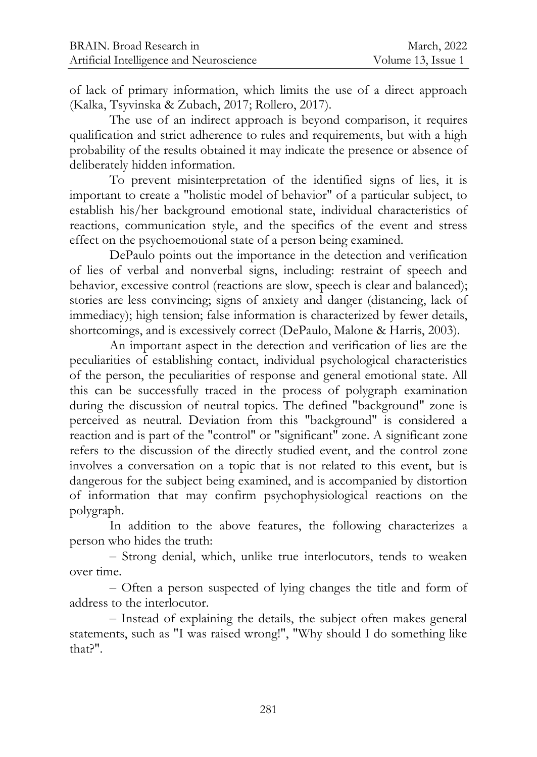of lack of primary information, which limits the use of a direct approach (Kalka, Tsyvinska & Zubach, 2017; Rollero, 2017).

The use of an indirect approach is beyond comparison, it requires qualification and strict adherence to rules and requirements, but with a high probability of the results obtained it may indicate the presence or absence of deliberately hidden information.

To prevent misinterpretation of the identified signs of lies, it is important to create a "holistic model of behavior" of a particular subject, to establish his/her background emotional state, individual characteristics of reactions, communication style, and the specifics of the event and stress effect on the psychoemotional state of a person being examined.

DePaulo points out the importance in the detection and verification of lies of verbal and nonverbal signs, including: restraint of speech and behavior, excessive control (reactions are slow, speech is clear and balanced); stories are less convincing; signs of anxiety and danger (distancing, lack of immediacy); high tension; false information is characterized by fewer details, shortcomings, and is excessively correct (DePaulo, Malone & Harris, 2003).

An important aspect in the detection and verification of lies are the peculiarities of establishing contact, individual psychological characteristics of the person, the peculiarities of response and general emotional state. All this can be successfully traced in the process of polygraph examination during the discussion of neutral topics. The defined "background" zone is perceived as neutral. Deviation from this "background" is considered a reaction and is part of the "control" or "significant" zone. A significant zone refers to the discussion of the directly studied event, and the control zone involves a conversation on a topic that is not related to this event, but is dangerous for the subject being examined, and is accompanied by distortion of information that may confirm psychophysiological reactions on the polygraph.

In addition to the above features, the following characterizes a person who hides the truth:

– Strong denial, which, unlike true interlocutors, tends to weaken over time.

– Often a person suspected of lying changes the title and form of address to the interlocutor.

– Instead of explaining the details, the subject often makes general statements, such as "I was raised wrong!", "Why should I do something like that?".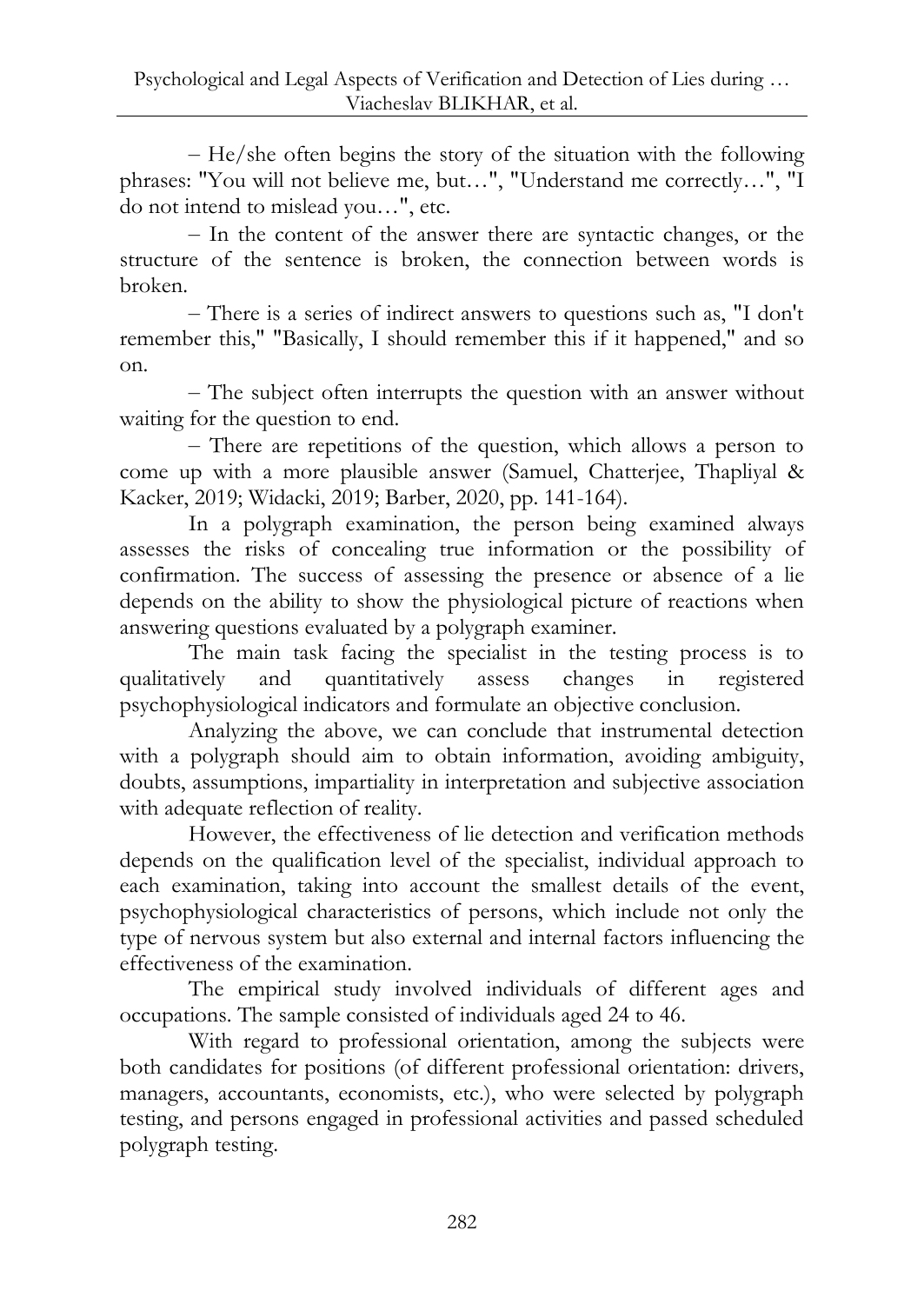– He/she often begins the story of the situation with the following phrases: "You will not believe me, but…", "Understand me correctly…", "I do not intend to mislead you…", etc.

– In the content of the answer there are syntactic changes, or the structure of the sentence is broken, the connection between words is broken.

– There is a series of indirect answers to questions such as, "I don't remember this," "Basically, I should remember this if it happened," and so on.

– The subject often interrupts the question with an answer without waiting for the question to end.

– There are repetitions of the question, which allows a person to come up with a more plausible answer (Samuel, Chatterjee, Thapliyal & Kacker, 2019; Widacki, 2019; Barber, 2020, pp. 141-164).

In a polygraph examination, the person being examined always assesses the risks of concealing true information or the possibility of confirmation. The success of assessing the presence or absence of a lie depends on the ability to show the physiological picture of reactions when answering questions evaluated by a polygraph examiner.

The main task facing the specialist in the testing process is to qualitatively and quantitatively assess changes in registered psychophysiological indicators and formulate an objective conclusion.

Analyzing the above, we can conclude that instrumental detection with a polygraph should aim to obtain information, avoiding ambiguity, doubts, assumptions, impartiality in interpretation and subjective association with adequate reflection of reality.

However, the effectiveness of lie detection and verification methods depends on the qualification level of the specialist, individual approach to each examination, taking into account the smallest details of the event, psychophysiological characteristics of persons, which include not only the type of nervous system but also external and internal factors influencing the effectiveness of the examination.

The empirical study involved individuals of different ages and occupations. The sample consisted of individuals aged 24 to 46.

With regard to professional orientation, among the subjects were both candidates for positions (of different professional orientation: drivers, managers, accountants, economists, etc.), who were selected by polygraph testing, and persons engaged in professional activities and passed scheduled polygraph testing.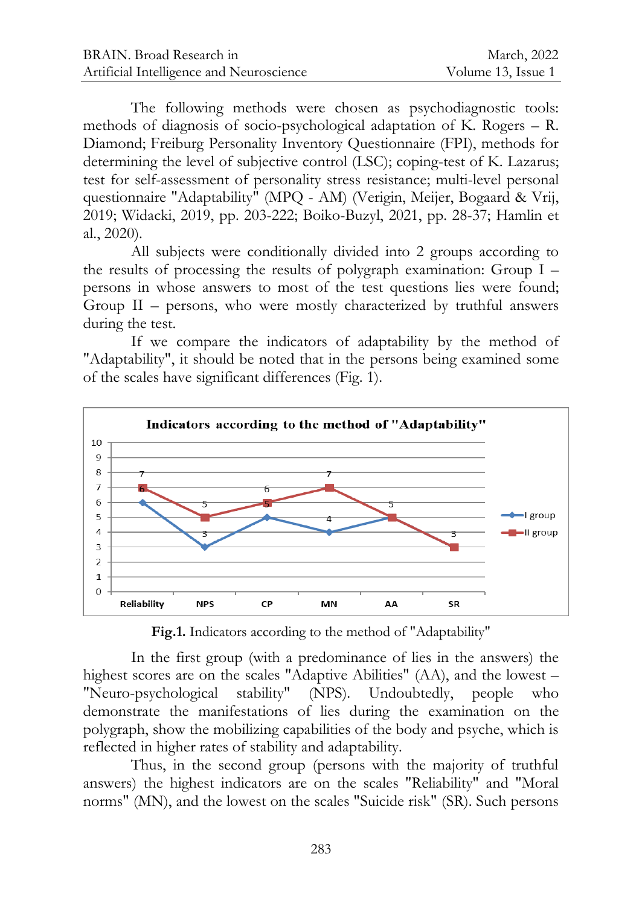The following methods were chosen as psychodiagnostic tools: methods of diagnosis of socio-psychological adaptation of K. Rogers – R. Diamond; Freiburg Personality Inventory Questionnaire (FPI), methods for determining the level of subjective control (LSC); coping-test of K. Lazarus; test for self-assessment of personality stress resistance; multi-level personal questionnaire "Adaptability" (MPQ - AM) (Verigin, Meijer, Bogaard & Vrij, 2019; Widacki, 2019, pp. 203-222; Boiko-Buzyl, 2021, pp. 28-37; Hamlin et al., 2020).

All subjects were conditionally divided into 2 groups according to the results of processing the results of polygraph examination: Group I – persons in whose answers to most of the test questions lies were found; Group II – persons, who were mostly characterized by truthful answers during the test.

If we compare the indicators of adaptability by the method of "Adaptability", it should be noted that in the persons being examined some of the scales have significant differences (Fig. 1).

**Indicators according to the method of "Adaptability"**

| Scale | I group | II group |
|---|---|---|
| Reliability | 6 | 7 |
| NPS | 3 | 5 |
| CP | 5 | 6 |
| MN | 4 | 7 |
| AA | 5 | 5 |
| SR | 3 | 3 |

**Fig.1.** Indicators according to the method of "Adaptability"

In the first group (with a predominance of lies in the answers) the highest scores are on the scales "Adaptive Abilities" (AA), and the lowest – "Neuro-psychological stability" (NPS). Undoubtedly, people who demonstrate the manifestations of lies during the examination on the polygraph, show the mobilizing capabilities of the body and psyche, which is reflected in higher rates of stability and adaptability.

Thus, in the second group (persons with the majority of truthful answers) the highest indicators are on the scales "Reliability" and "Moral norms" (MN), and the lowest on the scales "Suicide risk" (SR). Such persons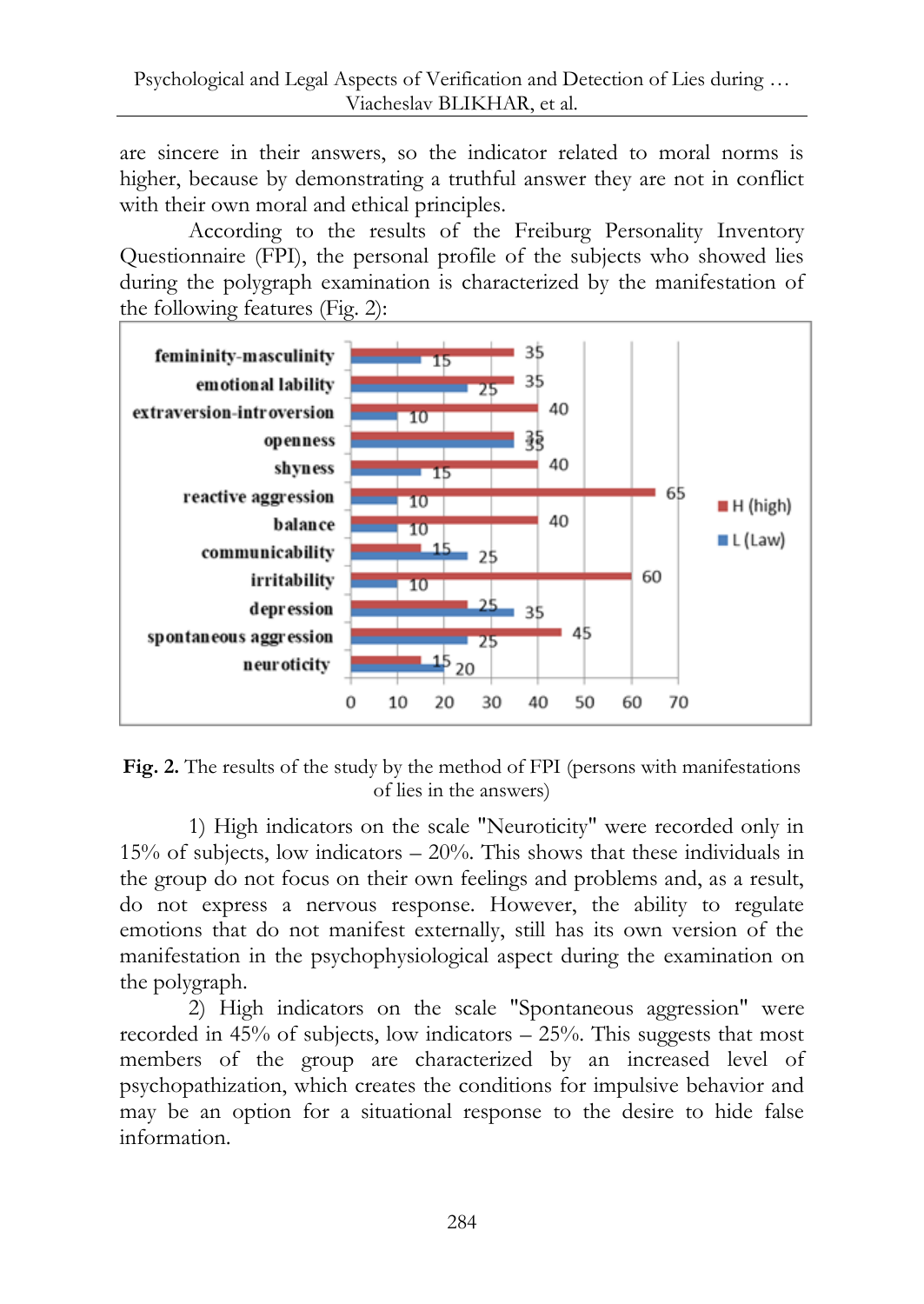are sincere in their answers, so the indicator related to moral norms is higher, because by demonstrating a truthful answer they are not in conflict with their own moral and ethical principles.

According to the results of the Freiburg Personality Inventory Questionnaire (FPI), the personal profile of the subjects who showed lies during the polygraph examination is characterized by the manifestation of the following features (Fig. 2):

| Scale | H (high) | L (Law) |
|---|---|---|
| femininity-masculinity | 35 | 15 |
| emotional lability | 35 | 25 |
| extraversion-introversion | 40 | 10 |
| openness | 35 | 35 |
| shyness | 40 | 15 |
| reactive aggression | 65 | 10 |
| balance | 40 | 10 |
| communicability | 15 | 25 |
| irritability | 60 | 10 |
| depression | 25 | 35 |
| spontaneous aggression | 45 | 25 |
| neuroticity | 15 | 20 |

**Fig. 2.** The results of the study by the method of FPI (persons with manifestations of lies in the answers)

1) High indicators on the scale "Neuroticity" were recorded only in 15% of subjects, low indicators – 20%. This shows that these individuals in the group do not focus on their own feelings and problems and, as a result, do not express a nervous response. However, the ability to regulate emotions that do not manifest externally, still has its own version of the manifestation in the psychophysiological aspect during the examination on the polygraph.

2) High indicators on the scale "Spontaneous aggression" were recorded in 45% of subjects, low indicators – 25%. This suggests that most members of the group are characterized by an increased level of psychopathization, which creates the conditions for impulsive behavior and may be an option for a situational response to the desire to hide false information.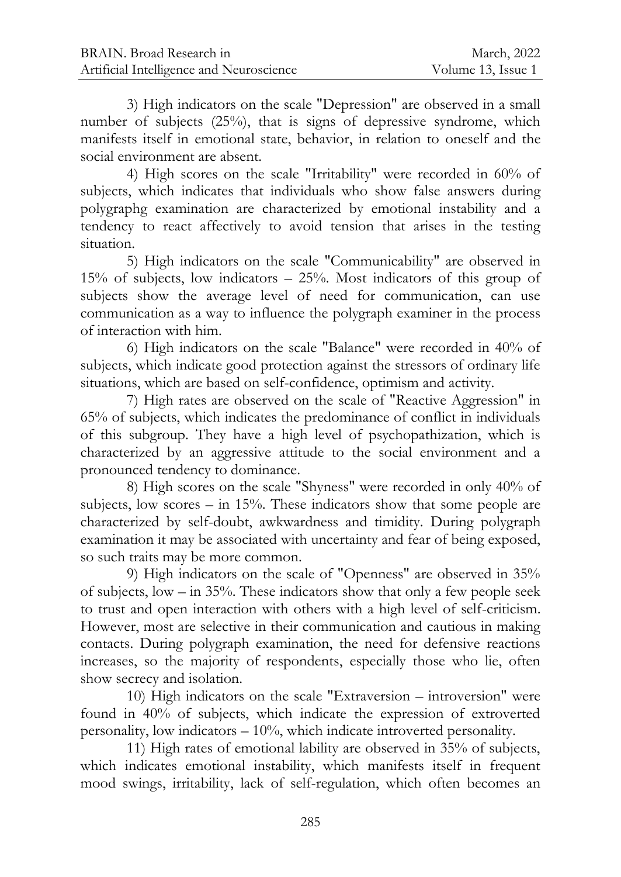3) High indicators on the scale "Depression" are observed in a small number of subjects (25%), that is signs of depressive syndrome, which manifests itself in emotional state, behavior, in relation to oneself and the social environment are absent.

4) High scores on the scale "Irritability" were recorded in 60% of subjects, which indicates that individuals who show false answers during polygraphg examination are characterized by emotional instability and a tendency to react affectively to avoid tension that arises in the testing situation.

5) High indicators on the scale "Communicability" are observed in 15% of subjects, low indicators – 25%. Most indicators of this group of subjects show the average level of need for communication, can use communication as a way to influence the polygraph examiner in the process of interaction with him.

6) High indicators on the scale "Balance" were recorded in 40% of subjects, which indicate good protection against the stressors of ordinary life situations, which are based on self-confidence, optimism and activity.

7) High rates are observed on the scale of "Reactive Aggression" in 65% of subjects, which indicates the predominance of conflict in individuals of this subgroup. They have a high level of psychopathization, which is characterized by an aggressive attitude to the social environment and a pronounced tendency to dominance.

8) High scores on the scale "Shyness" were recorded in only 40% of subjects, low scores – in 15%. These indicators show that some people are characterized by self-doubt, awkwardness and timidity. During polygraph examination it may be associated with uncertainty and fear of being exposed, so such traits may be more common.

9) High indicators on the scale of "Openness" are observed in 35% of subjects, low – in 35%. These indicators show that only a few people seek to trust and open interaction with others with a high level of self-criticism. However, most are selective in their communication and cautious in making contacts. During polygraph examination, the need for defensive reactions increases, so the majority of respondents, especially those who lie, often show secrecy and isolation.

10) High indicators on the scale "Extraversion – introversion" were found in 40% of subjects, which indicate the expression of extroverted personality, low indicators – 10%, which indicate introverted personality.

11) High rates of emotional lability are observed in 35% of subjects, which indicates emotional instability, which manifests itself in frequent mood swings, irritability, lack of self-regulation, which often becomes an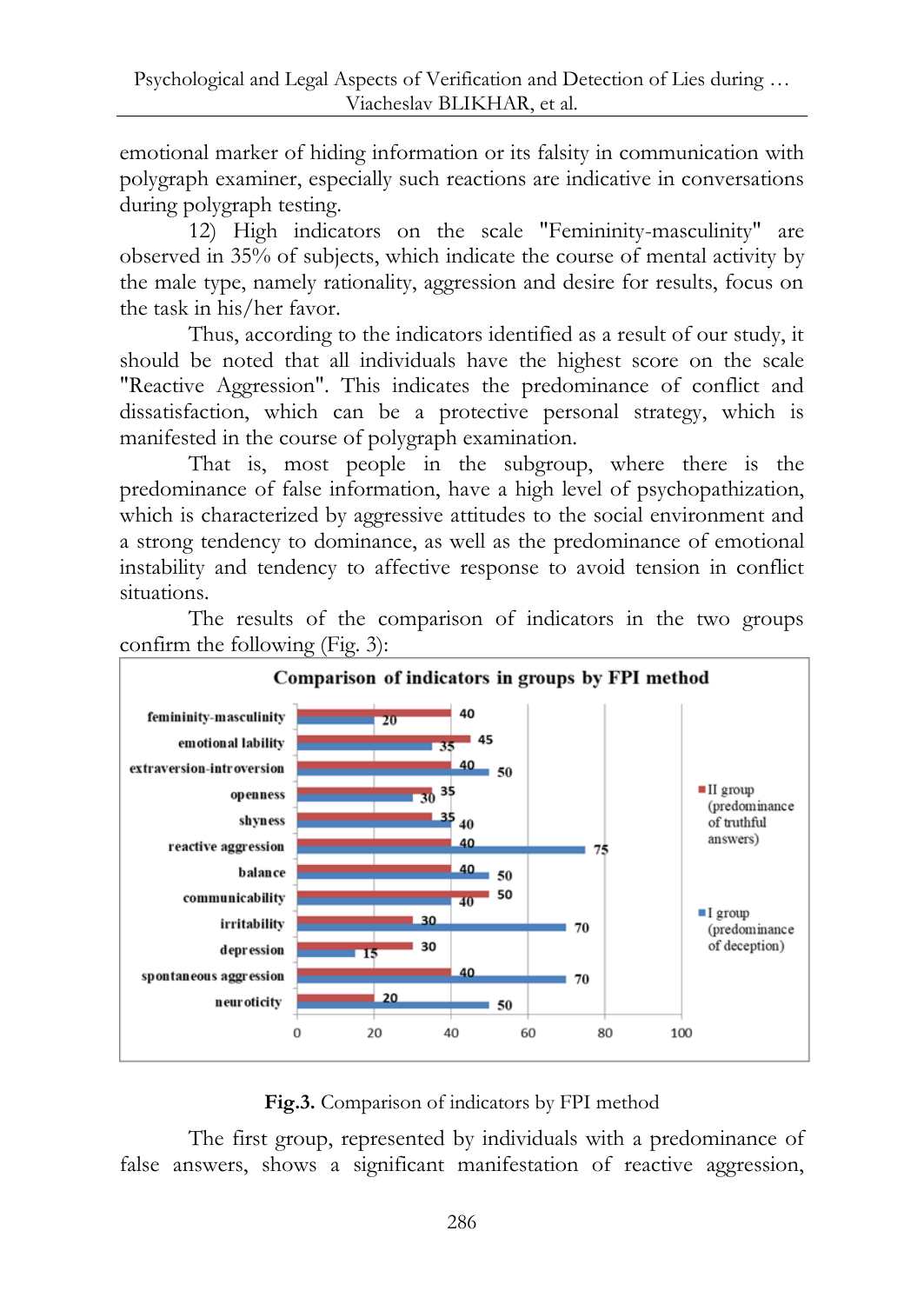emotional marker of hiding information or its falsity in communication with polygraph examiner, especially such reactions are indicative in conversations during polygraph testing.

12) High indicators on the scale "Femininity-masculinity" are observed in 35% of subjects, which indicate the course of mental activity by the male type, namely rationality, aggression and desire for results, focus on the task in his/her favor.

Thus, according to the indicators identified as a result of our study, it should be noted that all individuals have the highest score on the scale "Reactive Aggression". This indicates the predominance of conflict and dissatisfaction, which can be a protective personal strategy, which is manifested in the course of polygraph examination.

That is, most people in the subgroup, where there is the predominance of false information, have a high level of psychopathization, which is characterized by aggressive attitudes to the social environment and a strong tendency to dominance, as well as the predominance of emotional instability and tendency to affective response to avoid tension in conflict situations.

The results of the comparison of indicators in the two groups confirm the following (Fig. 3):

**Comparison of indicators in groups by FPI method**

| Indicator | II group (predominance of truthful answers) | I group (predominance of deception) |
|---|---|---|
| femininity-masculinity | 40 | 20 |
| emotional lability | 45 | 35 |
| extraversion-introversion | 40 | 50 |
| openness | 35 | 30 |
| shyness | 35 | 40 |
| reactive aggression | 40 | 75 |
| balance | 40 | 50 |
| communicability | 50 | 40 |
| irritability | 30 | 70 |
| depression | 30 | 15 |
| spontaneous aggression | 40 | 70 |
| neuroticity | 20 | 50 |

**Fig.3.** Comparison of indicators by FPI method

The first group, represented by individuals with a predominance of false answers, shows a significant manifestation of reactive aggression,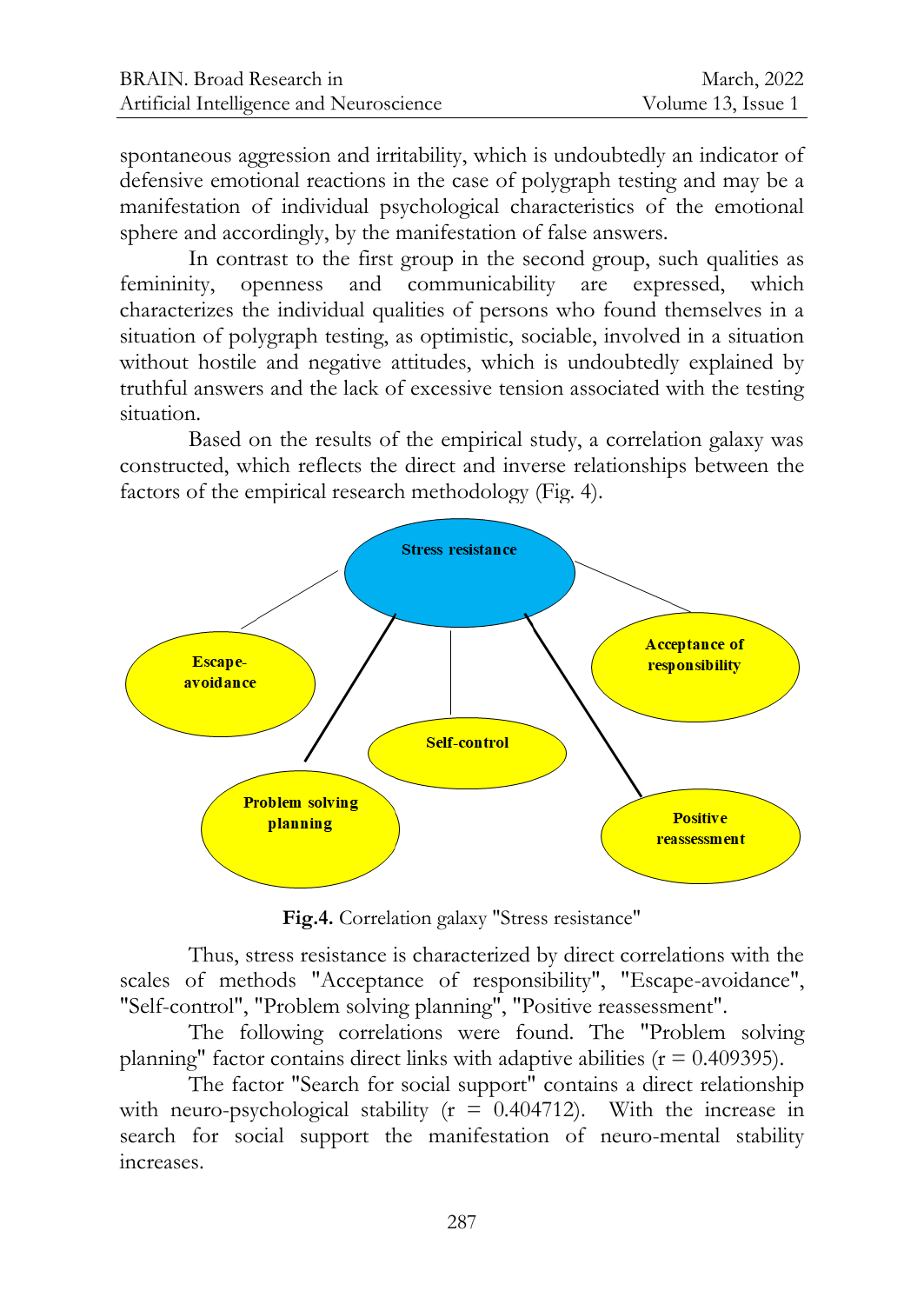spontaneous aggression and irritability, which is undoubtedly an indicator of defensive emotional reactions in the case of polygraph testing and may be a manifestation of individual psychological characteristics of the emotional sphere and accordingly, by the manifestation of false answers.

In contrast to the first group in the second group, such qualities as femininity, openness and communicability are expressed, which characterizes the individual qualities of persons who found themselves in a situation of polygraph testing, as optimistic, sociable, involved in a situation without hostile and negative attitudes, which is undoubtedly explained by truthful answers and the lack of excessive tension associated with the testing situation.

Based on the results of the empirical study, a correlation galaxy was constructed, which reflects the direct and inverse relationships between the factors of the empirical research methodology (Fig. 4).

**Fig.4.** Correlation galaxy "Stress resistance"

Thus, stress resistance is characterized by direct correlations with the scales of methods "Acceptance of responsibility", "Escape-avoidance", "Self-control", "Problem solving planning", "Positive reassessment".

The following correlations were found. The "Problem solving planning" factor contains direct links with adaptive abilities ($r = 0.409395$).

The factor "Search for social support" contains a direct relationship with neuro-psychological stability ($r = 0.404712$). With the increase in search for social support the manifestation of neuro-mental stability increases.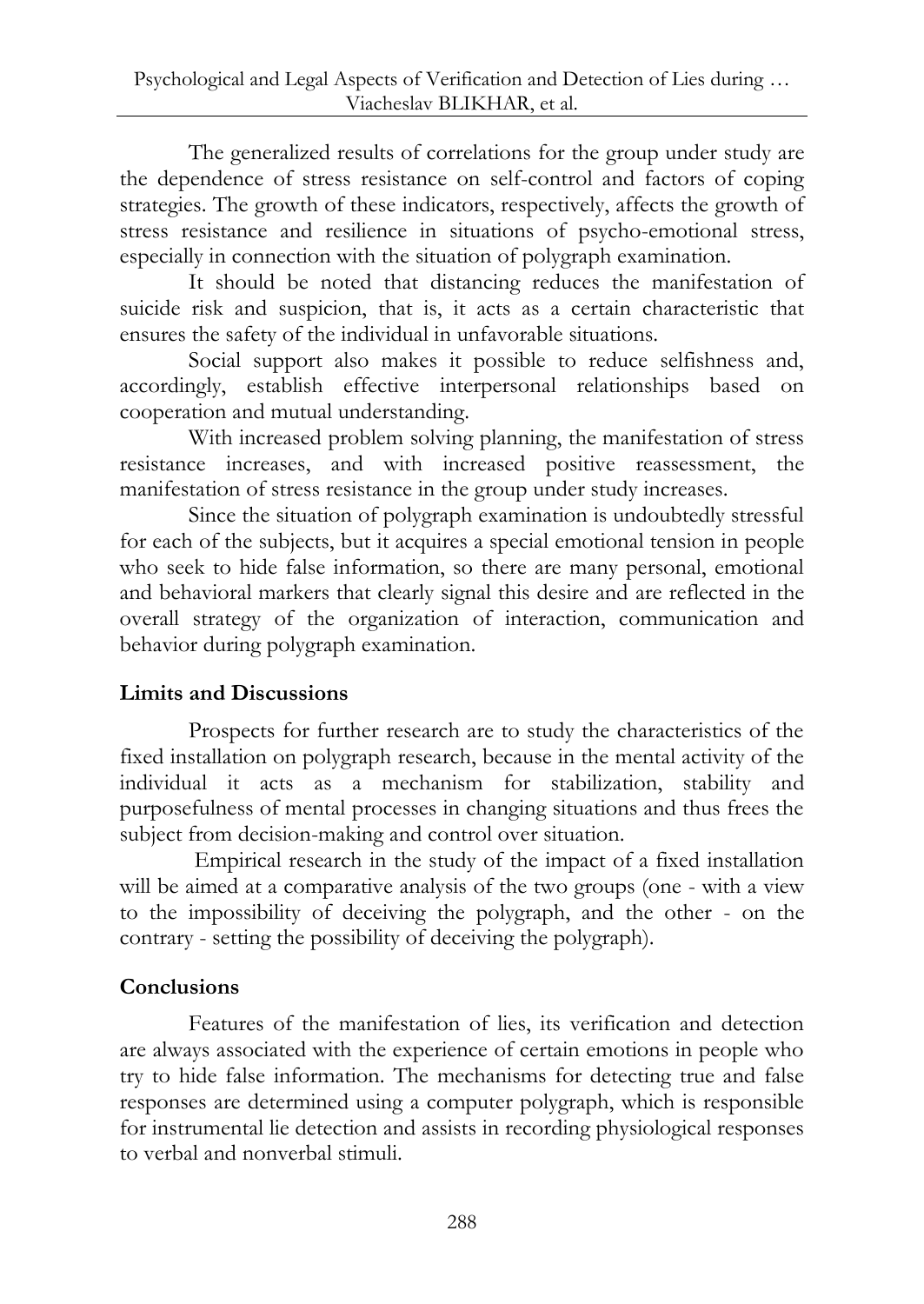The generalized results of correlations for the group under study are the dependence of stress resistance on self-control and factors of coping strategies. The growth of these indicators, respectively, affects the growth of stress resistance and resilience in situations of psycho-emotional stress, especially in connection with the situation of polygraph examination.

It should be noted that distancing reduces the manifestation of suicide risk and suspicion, that is, it acts as a certain characteristic that ensures the safety of the individual in unfavorable situations.

Social support also makes it possible to reduce selfishness and, accordingly, establish effective interpersonal relationships based on cooperation and mutual understanding.

With increased problem solving planning, the manifestation of stress resistance increases, and with increased positive reassessment, the manifestation of stress resistance in the group under study increases.

Since the situation of polygraph examination is undoubtedly stressful for each of the subjects, but it acquires a special emotional tension in people who seek to hide false information, so there are many personal, emotional and behavioral markers that clearly signal this desire and are reflected in the overall strategy of the organization of interaction, communication and behavior during polygraph examination.

## Limits and Discussions

Prospects for further research are to study the characteristics of the fixed installation on polygraph research, because in the mental activity of the individual it acts as a mechanism for stabilization, stability and purposefulness of mental processes in changing situations and thus frees the subject from decision-making and control over situation.

Empirical research in the study of the impact of a fixed installation will be aimed at a comparative analysis of the two groups (one - with a view to the impossibility of deceiving the polygraph, and the other - on the contrary - setting the possibility of deceiving the polygraph).

## Conclusions

Features of the manifestation of lies, its verification and detection are always associated with the experience of certain emotions in people who try to hide false information. The mechanisms for detecting true and false responses are determined using a computer polygraph, which is responsible for instrumental lie detection and assists in recording physiological responses to verbal and nonverbal stimuli.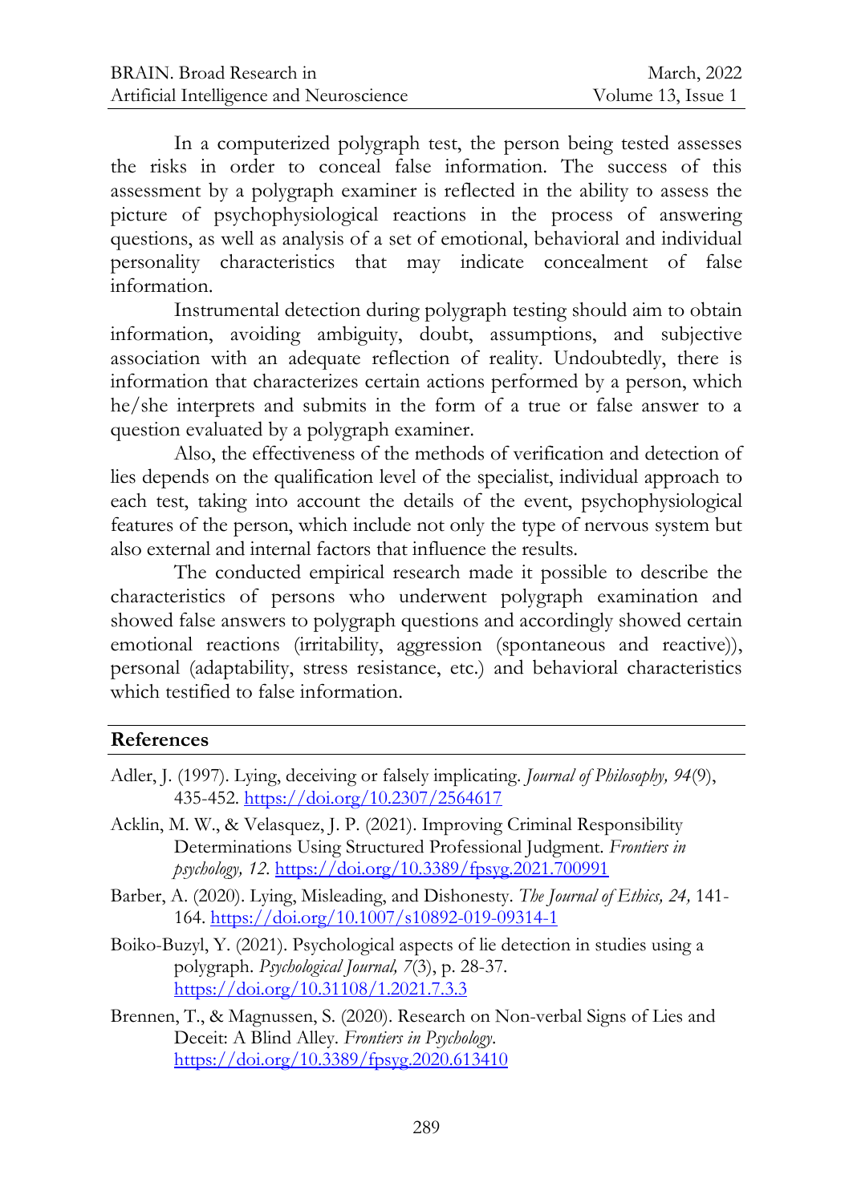In a computerized polygraph test, the person being tested assesses the risks in order to conceal false information. The success of this assessment by a polygraph examiner is reflected in the ability to assess the picture of psychophysiological reactions in the process of answering questions, as well as analysis of a set of emotional, behavioral and individual personality characteristics that may indicate concealment of false information.

Instrumental detection during polygraph testing should aim to obtain information, avoiding ambiguity, doubt, assumptions, and subjective association with an adequate reflection of reality. Undoubtedly, there is information that characterizes certain actions performed by a person, which he/she interprets and submits in the form of a true or false answer to a question evaluated by a polygraph examiner.

Also, the effectiveness of the methods of verification and detection of lies depends on the qualification level of the specialist, individual approach to each test, taking into account the details of the event, psychophysiological features of the person, which include not only the type of nervous system but also external and internal factors that influence the results.

The conducted empirical research made it possible to describe the characteristics of persons who underwent polygraph examination and showed false answers to polygraph questions and accordingly showed certain emotional reactions (irritability, aggression (spontaneous and reactive)), personal (adaptability, stress resistance, etc.) and behavioral characteristics which testified to false information.

## References

Adler, J. (1997). Lying, deceiving or falsely implicating. *Journal of Philosophy, 94*(9), 435-452. https://doi.org/10.2307/2564617

Acklin, M. W., & Velasquez, J. P. (2021). Improving Criminal Responsibility Determinations Using Structured Professional Judgment. *Frontiers in psychology, 12*. https://doi.org/10.3389/fpsyg.2021.700991

Barber, A. (2020). Lying, Misleading, and Dishonesty. *The Journal of Ethics, 24,* 141-164. https://doi.org/10.1007/s10892-019-09314-1

Boiko-Buzyl, Y. (2021). Psychological aspects of lie detection in studies using a polygraph. *Psychological Journal, 7*(3), p. 28-37. https://doi.org/10.31108/1.2021.7.3.3

Brennen, T., & Magnussen, S. (2020). Research on Non-verbal Signs of Lies and Deceit: A Blind Alley. *Frontiers in Psychology*. https://doi.org/10.3389/fpsyg.2020.613410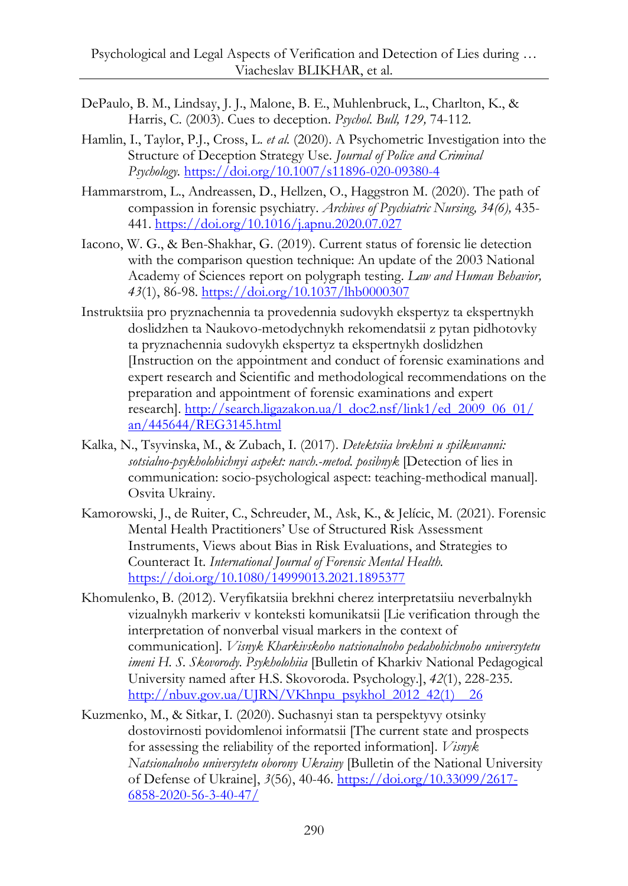DePaulo, B. M., Lindsay, J. J., Malone, B. E., Muhlenbruck, L., Charlton, K., & Harris, C. (2003). Cues to deception. *Psychol. Bull, 129,* 74-112.

Hamlin, I., Taylor, P.J., Cross, L. *et al.* (2020). A Psychometric Investigation into the Structure of Deception Strategy Use. *Journal of Police and Criminal Psychology.* https://doi.org/10.1007/s11896-020-09380-4

Hammarstrom, L., Andreassen, D., Hellzen, O., Haggstron M. (2020). The path of compassion in forensic psychiatry. *Archives of Psychiatric Nursing, 34(6),* 435-441. https://doi.org/10.1016/j.apnu.2020.07.027

Iacono, W. G., & Ben-Shakhar, G. (2019). Current status of forensic lie detection with the comparison question technique: An update of the 2003 National Academy of Sciences report on polygraph testing. *Law and Human Behavior, 43*(1), 86-98. https://doi.org/10.1037/lhb0000307

Instruktsiia pro pryznachennia ta provedennia sudovykh ekspertyz ta ekspertnykh doslidzhen ta Naukovo-metodychnykh rekomendatsii z pytan pidhotovky ta pryznachennia sudovykh ekspertyz ta ekspertnykh doslidzhen [Instruction on the appointment and conduct of forensic examinations and expert research and Scientific and methodological recommendations on the preparation and appointment of forensic examinations and expert research]. http://search.ligazakon.ua/l_doc2.nsf/link1/ed_2009_06_01/an/445644/REG3145.html

Kalka, N., Tsyvinska, M., & Zubach, I. (2017). *Detektsiia brekhni u spilkuvanni: sotsialno-psykholohichnyi aspekt: navch.-metod. posibnyk* [Detection of lies in communication: socio-psychological aspect: teaching-methodical manual]. Osvita Ukrainy.

Kamorowski, J., de Ruiter, C., Schreuder, M., Ask, K., & Jelícic, M. (2021). Forensic Mental Health Practitioners' Use of Structured Risk Assessment Instruments, Views about Bias in Risk Evaluations, and Strategies to Counteract It. *International Journal of Forensic Mental Health.* https://doi.org/10.1080/14999013.2021.1895377

Khomulenko, B. (2012). Veryfikatsiia brekhni cherez interpretatsiiu neverbalnykh vizualnykh markeriv v konteksti komunikatsii [Lie verification through the interpretation of nonverbal visual markers in the context of communication]. *Visnyk Kharkivskoho natsionalnoho pedahohichnoho universytetu imeni H. S. Skovorody. Psykholohiia* [Bulletin of Kharkiv National Pedagogical University named after H.S. Skovoroda. Psychology.], *42*(1), 228-235. http://nbuv.gov.ua/UJRN/VKhnpu_psykhol_2012_42(1)__26

Kuzmenko, M., & Sitkar, I. (2020). Suchasnyi stan ta perspektyvy otsinky dostovirnosti povidomlenoi informatsii [The current state and prospects for assessing the reliability of the reported information]. *Visnyk Natsionalnoho universytetu oborony Ukrainy* [Bulletin of the National University of Defense of Ukraine], *3*(56), 40-46. https://doi.org/10.33099/2617-6858-2020-56-3-40-47/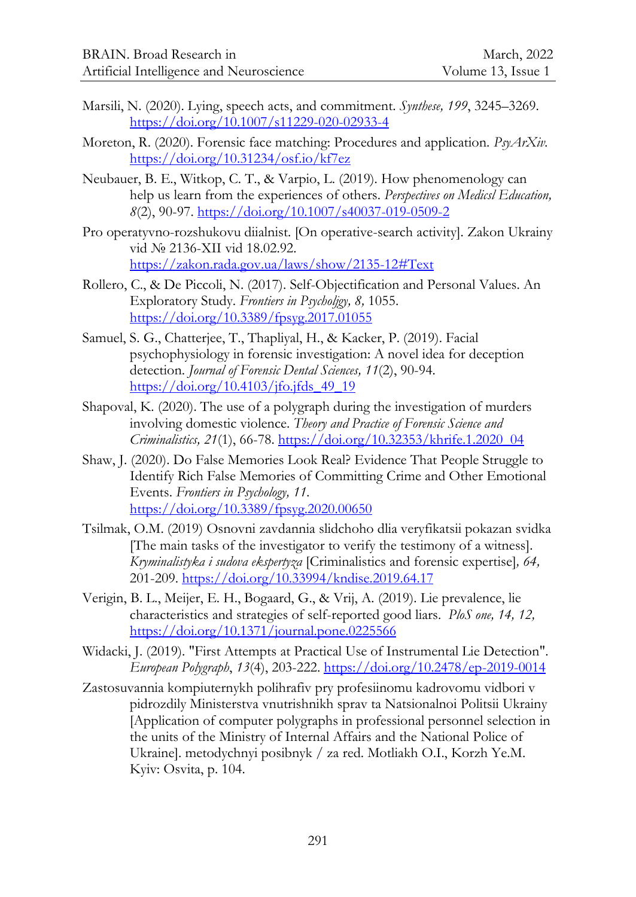Marsili, N. (2020). Lying, speech acts, and commitment. *Synthese, 199*, 3245–3269. https://doi.org/10.1007/s11229-020-02933-4

Moreton, R. (2020). Forensic face matching: Procedures and application. *PsyArXiv*. https://doi.org/10.31234/osf.io/kf7ez

Neubauer, B. E., Witkop, C. T., & Varpio, L. (2019). How phenomenology can help us learn from the experiences of others. *Perspectives on Medicsl Education, 8*(2), 90-97. https://doi.org/10.1007/s40037-019-0509-2

Pro operatyvno-rozshukovu diialnist. [On operative-search activity]. Zakon Ukrainy vid № 2136-XII vid 18.02.92. https://zakon.rada.gov.ua/laws/show/2135-12#Text

Rollero, C., & De Piccoli, N. (2017). Self-Objectification and Personal Values. An Exploratory Study. *Frontiers in Psycholjgy, 8,* 1055. https://doi.org/10.3389/fpsyg.2017.01055

Samuel, S. G., Chatterjee, T., Thapliyal, H., & Kacker, P. (2019). Facial psychophysiology in forensic investigation: A novel idea for deception detection. *Journal of Forensic Dental Sciences, 11*(2), 90-94. https://doi.org/10.4103/jfo.jfds_49_19

Shapoval, K. (2020). The use of a polygraph during the investigation of murders involving domestic violence. *Theory and Practice of Forensic Science and Criminalistics, 21*(1), 66-78. https://doi.org/10.32353/khrife.1.2020_04

Shaw, J. (2020). Do False Memories Look Real? Evidence That People Struggle to Identify Rich False Memories of Committing Crime and Other Emotional Events. *Frontiers in Psychology, 11*. https://doi.org/10.3389/fpsyg.2020.00650

Tsilmak, O.M. (2019) Osnovni zavdannia slidchoho dlia veryfikatsii pokazan svidka [The main tasks of the investigator to verify the testimony of a witness]. *Kryminalistyka i sudova ekspertyza* [Criminalistics and forensic expertise]*, 64,* 201-209. https://doi.org/10.33994/kndise.2019.64.17

Verigin, B. L., Meijer, E. H., Bogaard, G., & Vrij, A. (2019). Lie prevalence, lie characteristics and strategies of self-reported good liars. *PloS one, 14, 12,* https://doi.org/10.1371/journal.pone.0225566

Widacki, J. (2019). "First Attempts at Practical Use of Instrumental Lie Detection". *European Polygraph*, *13*(4), 203-222. https://doi.org/10.2478/ep-2019-0014

Zastosuvannia kompiuternykh polihrafiv pry profesiinomu kadrovomu vidbori v pidrozdily Ministerstva vnutrishnikh sprav ta Natsionalnoi Politsii Ukrainy [Application of computer polygraphs in professional personnel selection in the units of the Ministry of Internal Affairs and the National Police of Ukraine]. metodychnyi posibnyk / za red. Motliakh O.I., Korzh Ye.M. Kyiv: Osvita, p. 104.